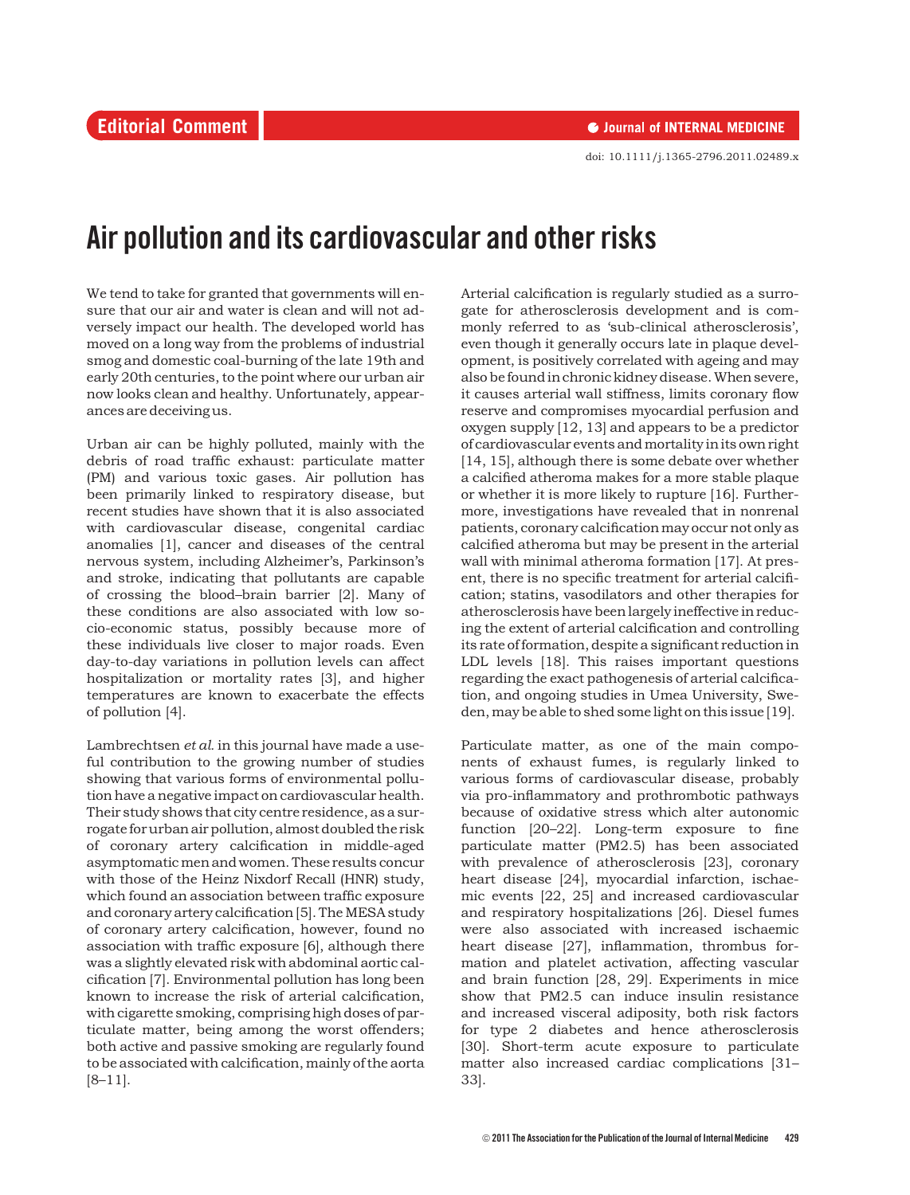Editorial Comment

doi: 10.1111/j.1365-2796.2011.02489.x

# Air pollution and its cardiovascular and other risks

We tend to take for granted that governments will ensure that our air and water is clean and will not adversely impact our health. The developed world has moved on a long way from the problems of industrial smog and domestic coal-burning of the late 19th and early 20th centuries, to the point where our urban air now looks clean and healthy. Unfortunately, appearances are deceiving us.

Urban air can be highly polluted, mainly with the debris of road traffic exhaust: particulate matter (PM) and various toxic gases. Air pollution has been primarily linked to respiratory disease, but recent studies have shown that it is also associated with cardiovascular disease, congenital cardiac anomalies [1], cancer and diseases of the central nervous system, including Alzheimer's, Parkinson's and stroke, indicating that pollutants are capable of crossing the blood–brain barrier [2]. Many of these conditions are also associated with low socio-economic status, possibly because more of these individuals live closer to major roads. Even day-to-day variations in pollution levels can affect hospitalization or mortality rates [3], and higher temperatures are known to exacerbate the effects of pollution [4].

Lambrechtsen *et al.* in this journal have made a useful contribution to the growing number of studies showing that various forms of environmental pollution have a negative impact on cardiovascular health. Their study shows that city centre residence, as a surrogate for urban air pollution, almost doubled the risk of coronary artery calcification in middle-aged asymptomatic men and women. These results concur with those of the Heinz Nixdorf Recall (HNR) study, which found an association between traffic exposure and coronary artery calcification [5]. The MESA study of coronary artery calcification, however, found no association with traffic exposure [6], although there was a slightly elevated risk with abdominal aortic calcification [7]. Environmental pollution has long been known to increase the risk of arterial calcification, with cigarette smoking, comprising high doses of particulate matter, being among the worst offenders; both active and passive smoking are regularly found to be associated with calcification, mainly of the aorta [8–11].

Arterial calcification is regularly studied as a surrogate for atherosclerosis development and is commonly referred to as 'sub-clinical atherosclerosis', even though it generally occurs late in plaque development, is positively correlated with ageing and may also be found in chronic kidney disease. When severe, it causes arterial wall stiffness, limits coronary flow reserve and compromises myocardial perfusion and oxygen supply [12, 13] and appears to be a predictor of cardiovascular events and mortality in its own right [14, 15], although there is some debate over whether a calcified atheroma makes for a more stable plaque or whether it is more likely to rupture [16]. Furthermore, investigations have revealed that in nonrenal patients, coronary calcification may occur not only as calcified atheroma but may be present in the arterial wall with minimal atheroma formation [17]. At present, there is no specific treatment for arterial calcification; statins, vasodilators and other therapies for atherosclerosis have been largely ineffective in reducing the extent of arterial calcification and controlling its rate of formation, despite a significant reduction in LDL levels [18]. This raises important questions regarding the exact pathogenesis of arterial calcification, and ongoing studies in Umea University, Sweden, may be able to shed some light on this issue [19].

Particulate matter, as one of the main components of exhaust fumes, is regularly linked to various forms of cardiovascular disease, probably via pro-inflammatory and prothrombotic pathways because of oxidative stress which alter autonomic function [20–22]. Long-term exposure to fine particulate matter (PM2.5) has been associated with prevalence of atherosclerosis [23], coronary heart disease [24], myocardial infarction, ischaemic events [22, 25] and increased cardiovascular and respiratory hospitalizations [26]. Diesel fumes were also associated with increased ischaemic heart disease [27], inflammation, thrombus formation and platelet activation, affecting vascular and brain function [28, 29]. Experiments in mice show that PM2.5 can induce insulin resistance and increased visceral adiposity, both risk factors for type 2 diabetes and hence atherosclerosis [30]. Short-term acute exposure to particulate matter also increased cardiac complications [31–33].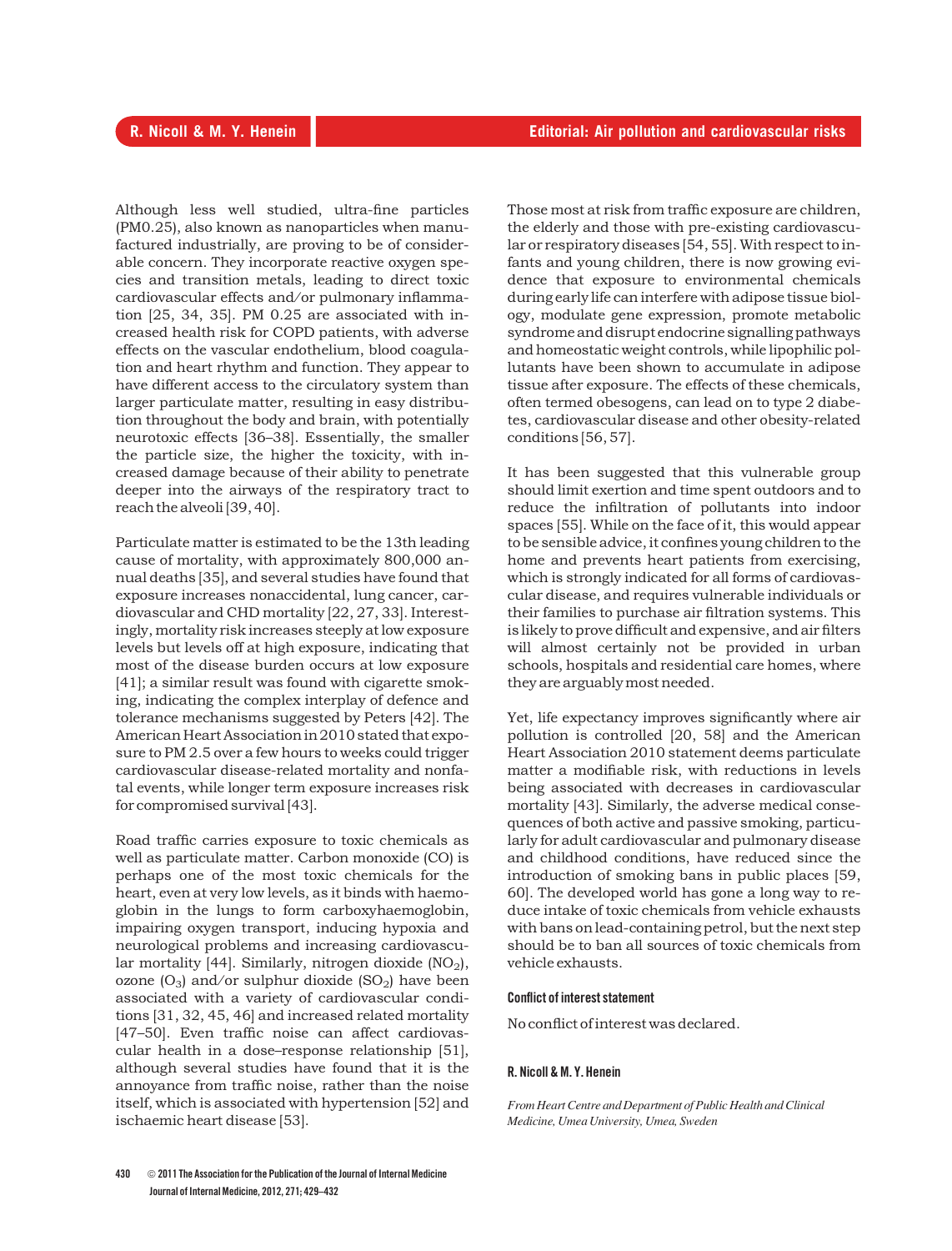Although less well studied, ultra-fine particles (PM0.25), also known as nanoparticles when manufactured industrially, are proving to be of considerable concern. They incorporate reactive oxygen species and transition metals, leading to direct toxic cardiovascular effects and/or pulmonary inflammation [25, 34, 35]. PM 0.25 are associated with increased health risk for COPD patients, with adverse effects on the vascular endothelium, blood coagulation and heart rhythm and function. They appear to have different access to the circulatory system than larger particulate matter, resulting in easy distribution throughout the body and brain, with potentially neurotoxic effects [36–38]. Essentially, the smaller the particle size, the higher the toxicity, with increased damage because of their ability to penetrate deeper into the airways of the respiratory tract to reach the alveoli [39, 40].

Particulate matter is estimated to be the 13th leading cause of mortality, with approximately 800,000 annual deaths [35], and several studies have found that exposure increases nonaccidental, lung cancer, cardiovascular and CHD mortality [22, 27, 33]. Interestingly, mortality risk increases steeply at low exposure levels but levels off at high exposure, indicating that most of the disease burden occurs at low exposure [41]; a similar result was found with cigarette smoking, indicating the complex interplay of defence and tolerance mechanisms suggested by Peters [42]. The American Heart Association in 2010 stated that exposure to PM 2.5 over a few hours to weeks could trigger cardiovascular disease-related mortality and nonfatal events, while longer term exposure increases risk for compromised survival [43].

Road traffic carries exposure to toxic chemicals as well as particulate matter. Carbon monoxide (CO) is perhaps one of the most toxic chemicals for the heart, even at very low levels, as it binds with haemoglobin in the lungs to form carboxyhaemoglobin, impairing oxygen transport, inducing hypoxia and neurological problems and increasing cardiovascular mortality [44]. Similarly, nitrogen dioxide ($NO_2$), ozone ($O_3$) and/or sulphur dioxide ($SO_2$) have been associated with a variety of cardiovascular conditions [31, 32, 45, 46] and increased related mortality [47–50]. Even traffic noise can affect cardiovascular health in a dose–response relationship [51], although several studies have found that it is the annoyance from traffic noise, rather than the noise itself, which is associated with hypertension [52] and ischaemic heart disease [53].

Those most at risk from traffic exposure are children, the elderly and those with pre-existing cardiovascular or respiratory diseases [54, 55]. With respect to infants and young children, there is now growing evidence that exposure to environmental chemicals during early life can interfere with adipose tissue biology, modulate gene expression, promote metabolic syndrome and disrupt endocrine signalling pathways and homeostatic weight controls, while lipophilic pollutants have been shown to accumulate in adipose tissue after exposure. The effects of these chemicals, often termed obesogens, can lead on to type 2 diabetes, cardiovascular disease and other obesity-related conditions [56, 57].

It has been suggested that this vulnerable group should limit exertion and time spent outdoors and to reduce the infiltration of pollutants into indoor spaces [55]. While on the face of it, this would appear to be sensible advice, it confines young children to the home and prevents heart patients from exercising, which is strongly indicated for all forms of cardiovascular disease, and requires vulnerable individuals or their families to purchase air filtration systems. This is likely to prove difficult and expensive, and air filters will almost certainly not be provided in urban schools, hospitals and residential care homes, where they are arguably most needed.

Yet, life expectancy improves significantly where air pollution is controlled [20, 58] and the American Heart Association 2010 statement deems particulate matter a modifiable risk, with reductions in levels being associated with decreases in cardiovascular mortality [43]. Similarly, the adverse medical consequences of both active and passive smoking, particularly for adult cardiovascular and pulmonary disease and childhood conditions, have reduced since the introduction of smoking bans in public places [59, 60]. The developed world has gone a long way to reduce intake of toxic chemicals from vehicle exhausts with bans on lead-containing petrol, but the next step should be to ban all sources of toxic chemicals from vehicle exhausts.

#### Conflict of interest statement

No conflict of interest was declared.

#### R. Nicoll & M. Y. Henein

*From Heart Centre and Department of Public Health and Clinical Medicine, Umea University, Umea, Sweden*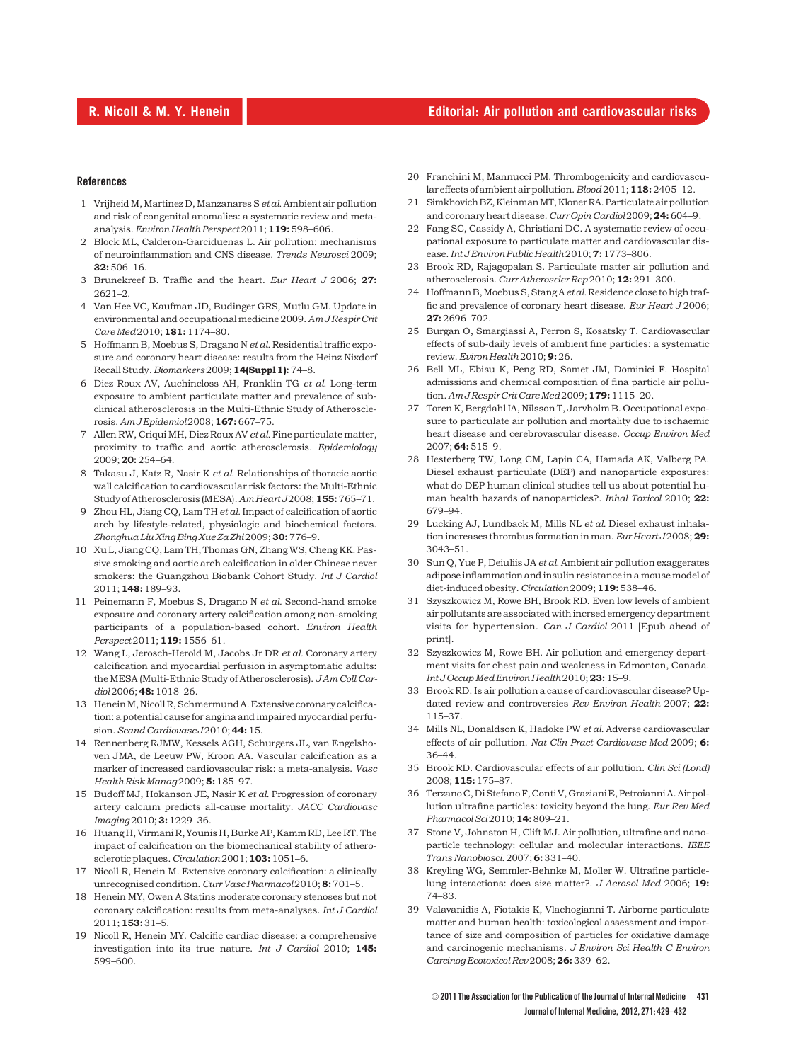## References

1 Vrijheid M, Martinez D, Manzanares S *et al.* Ambient air pollution and risk of congenital anomalies: a systematic review and meta-analysis. *Environ Health Perspect* 2011; **119:** 598–606.

2 Block ML, Calderon-Garciduenas L. Air pollution: mechanisms of neuroinflammation and CNS disease. *Trends Neurosci* 2009; **32:** 506–16.

3 Brunekreef B. Traffic and the heart. *Eur Heart J* 2006; **27:** 2621–2.

4 Van Hee VC, Kaufman JD, Budinger GRS, Mutlu GM. Update in environmental and occupational medicine 2009. *Am J Respir Crit Care Med* 2010; **181:** 1174–80.

5 Hoffmann B, Moebus S, Dragano N *et al.* Residential traffic exposure and coronary heart disease: results from the Heinz Nixdorf Recall Study. *Biomarkers* 2009; **14(Suppl 1):** 74–8.

6 Diez Roux AV, Auchincloss AH, Franklin TG *et al.* Long-term exposure to ambient particulate matter and prevalence of subclinical atherosclerosis in the Multi-Ethnic Study of Atherosclerosis. *Am J Epidemiol* 2008; **167:** 667–75.

7 Allen RW, Criqui MH, Diez Roux AV *et al.* Fine particulate matter, proximity to traffic and aortic atherosclerosis. *Epidemiology* 2009; **20:** 254–64.

8 Takasu J, Katz R, Nasir K *et al.* Relationships of thoracic aortic wall calcification to cardiovascular risk factors: the Multi-Ethnic Study of Atherosclerosis (MESA). *Am Heart J* 2008; **155:** 765–71.

9 Zhou HL, Jiang CQ, Lam TH *et al.* Impact of calcification of aortic arch by lifestyle-related, physiologic and biochemical factors. *Zhonghua Liu Xing Bing Xue Za Zhi* 2009; **30:** 776–9.

10 Xu L, Jiang CQ, Lam TH, Thomas GN, Zhang WS, Cheng KK. Passive smoking and aortic arch calcification in older Chinese never smokers: the Guangzhou Biobank Cohort Study. *Int J Cardiol* 2011; **148:** 189–93.

11 Peinemann F, Moebus S, Dragano N *et al.* Second-hand smoke exposure and coronary artery calcification among non-smoking participants of a population-based cohort. *Environ Health Perspect* 2011; **119:** 1556–61.

12 Wang L, Jerosch-Herold M, Jacobs Jr DR *et al.* Coronary artery calcification and myocardial perfusion in asymptomatic adults: the MESA (Multi-Ethnic Study of Atherosclerosis). *J Am Coll Cardiol* 2006; **48:** 1018–26.

13 Henein M, Nicoll R, Schmermund A. Extensive coronary calcification: a potential cause for angina and impaired myocardial perfusion. *Scand Cardiovasc J* 2010; **44:** 15.

14 Rennenberg RJMW, Kessels AGH, Schurgers LJ, van Engelshoven JMA, de Leeuw PW, Kroon AA. Vascular calcification as a marker of increased cardiovascular risk: a meta-analysis. *Vasc Health Risk Manag* 2009; **5:** 185–97.

15 Budoff MJ, Hokanson JE, Nasir K *et al.* Progression of coronary artery calcium predicts all-cause mortality. *JACC Cardiovasc Imaging* 2010; **3:** 1229–36.

16 Huang H, Virmani R, Younis H, Burke AP, Kamm RD, Lee RT. The impact of calcification on the biomechanical stability of atherosclerotic plaques. *Circulation* 2001; **103:** 1051–6.

17 Nicoll R, Henein M. Extensive coronary calcification: a clinically unrecognised condition. *Curr Vasc Pharmacol* 2010; **8:** 701–5.

18 Henein MY, Owen A Statins moderate coronary stenoses but not coronary calcification: results from meta-analyses. *Int J Cardiol* 2011; **153:** 31–5.

19 Nicoll R, Henein MY. Calcific cardiac disease: a comprehensive investigation into its true nature. *Int J Cardiol* 2010; **145:** 599–600.

20 Franchini M, Mannucci PM. Thrombogenicity and cardiovascular effects of ambient air pollution. *Blood* 2011; **118:** 2405–12.

21 Simkhovich BZ, Kleinman MT, Kloner RA. Particulate air pollution and coronary heart disease. *Curr Opin Cardiol* 2009; **24:** 604–9.

22 Fang SC, Cassidy A, Christiani DC. A systematic review of occupational exposure to particulate matter and cardiovascular disease. *Int J Environ Public Health* 2010; **7:** 1773–806.

23 Brook RD, Rajagopalan S. Particulate matter air pollution and atherosclerosis. *Curr Atheroscler Rep* 2010; **12:** 291–300.

24 Hoffmann B, Moebus S, Stang A *et al.* Residence close to high traffic and prevalence of coronary heart disease. *Eur Heart J* 2006; **27:** 2696–702.

25 Burgan O, Smargiassi A, Perron S, Kosatsky T. Cardiovascular effects of sub-daily levels of ambient fine particles: a systematic review. *Eviron Health* 2010; **9:** 26.

26 Bell ML, Ebisu K, Peng RD, Samet JM, Dominici F. Hospital admissions and chemical composition of fina particle air pollution. *Am J Respir Crit Care Med* 2009; **179:** 1115–20.

27 Toren K, Bergdahl IA, Nilsson T, Jarvholm B. Occupational exposure to particulate air pollution and mortality due to ischaemic heart disease and cerebrovascular disease. *Occup Environ Med* 2007; **64:** 515–9.

28 Hesterberg TW, Long CM, Lapin CA, Hamada AK, Valberg PA. Diesel exhaust particulate (DEP) and nanoparticle exposures: what do DEP human clinical studies tell us about potential human health hazards of nanoparticles?. *Inhal Toxicol* 2010; **22:** 679–94.

29 Lucking AJ, Lundback M, Mills NL *et al.* Diesel exhaust inhalation increases thrombus formation in man. *Eur Heart J* 2008; **29:** 3043–51.

30 Sun Q, Yue P, Deiuliis JA *et al.* Ambient air pollution exaggerates adipose inflammation and insulin resistance in a mouse model of diet-induced obesity. *Circulation* 2009; **119:** 538–46.

31 Szyszkowicz M, Rowe BH, Brook RD. Even low levels of ambient air pollutants are associated with incrsed emergency department visits for hypertension. *Can J Cardiol* 2011 [Epub ahead of print].

32 Szyszkowicz M, Rowe BH. Air pollution and emergency department visits for chest pain and weakness in Edmonton, Canada. *Int J Occup Med Environ Health* 2010; **23:** 15–9.

33 Brook RD. Is air pollution a cause of cardiovascular disease? Updated review and controversies *Rev Environ Health* 2007; **22:** 115–37.

34 Mills NL, Donaldson K, Hadoke PW *et al.* Adverse cardiovascular effects of air pollution. *Nat Clin Pract Cardiovasc Med* 2009; **6:** 36–44.

35 Brook RD. Cardiovascular effects of air pollution. *Clin Sci (Lond)* 2008; **115:** 175–87.

36 Terzano C, Di Stefano F, Conti V, Graziani E, Petroianni A. Air pollution ultrafine particles: toxicity beyond the lung. *Eur Rev Med Pharmacol Sci* 2010; **14:** 809–21.

37 Stone V, Johnston H, Clift MJ. Air pollution, ultrafine and nanoparticle technology: cellular and molecular interactions. *IEEE Trans Nanobiosci.* 2007; **6:** 331–40.

38 Kreyling WG, Semmler-Behnke M, Moller W. Ultrafine particle-lung interactions: does size matter?. *J Aerosol Med* 2006; **19:** 74–83.

39 Valavanidis A, Fiotakis K, Vlachogianni T. Airborne particulate matter and human health: toxicological assessment and importance of size and composition of particles for oxidative damage and carcinogenic mechanisms. *J Environ Sci Health C Environ Carcinog Ecotoxicol Rev* 2008; **26:** 339–62.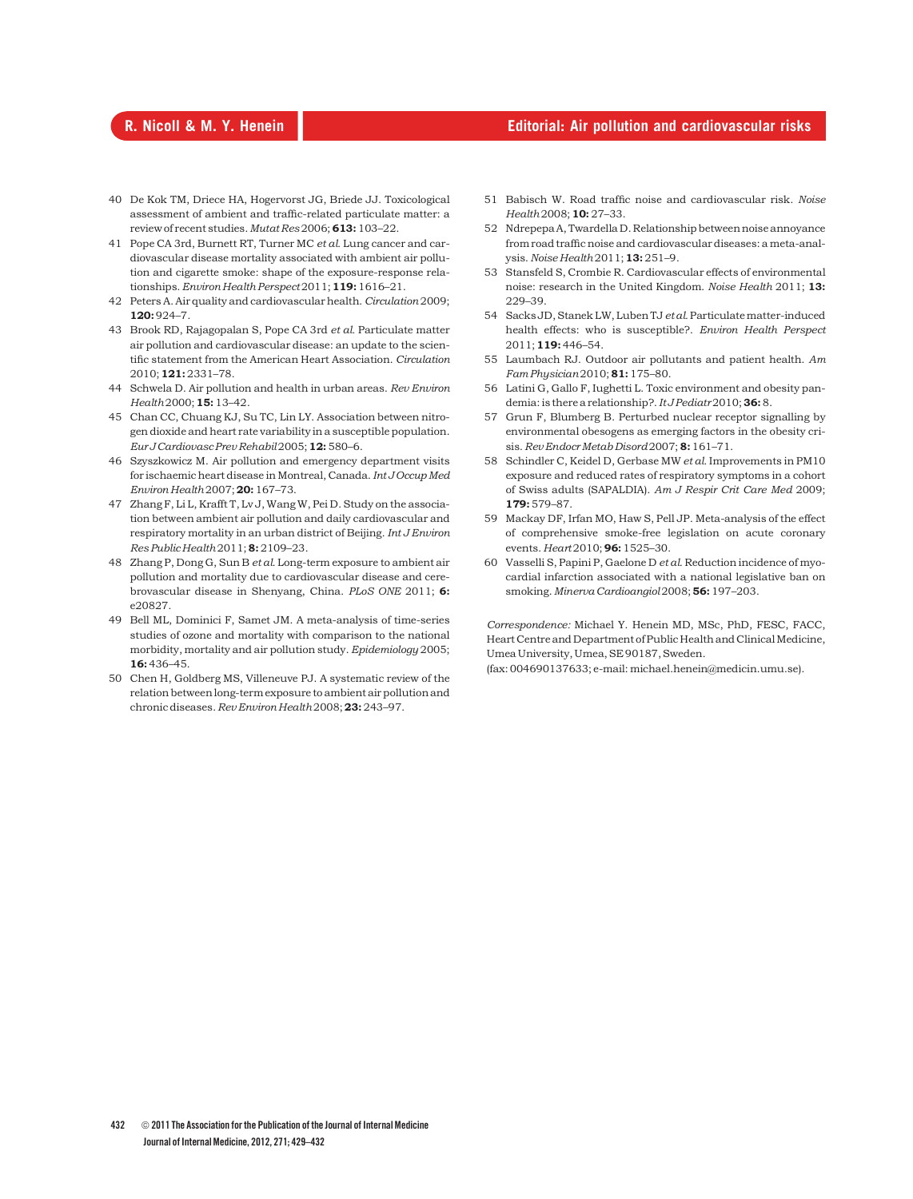40 De Kok TM, Driece HA, Hogervorst JG, Briede JJ. Toxicological assessment of ambient and traffic-related particulate matter: a review of recent studies. *Mutat Res* 2006; **613:** 103–22.

41 Pope CA 3rd, Burnett RT, Turner MC *et al.* Lung cancer and cardiovascular disease mortality associated with ambient air pollution and cigarette smoke: shape of the exposure-response relationships. *Environ Health Perspect* 2011; **119:** 1616–21.

42 Peters A. Air quality and cardiovascular health. *Circulation* 2009; **120:** 924–7.

43 Brook RD, Rajagopalan S, Pope CA 3rd *et al.* Particulate matter air pollution and cardiovascular disease: an update to the scientific statement from the American Heart Association. *Circulation* 2010; **121:** 2331–78.

44 Schwela D. Air pollution and health in urban areas. *Rev Environ Health* 2000; **15:** 13–42.

45 Chan CC, Chuang KJ, Su TC, Lin LY. Association between nitrogen dioxide and heart rate variability in a susceptible population. *Eur J Cardiovasc Prev Rehabil* 2005; **12:** 580–6.

46 Szyszkowicz M. Air pollution and emergency department visits for ischaemic heart disease in Montreal, Canada. *Int J Occup Med Environ Health* 2007; **20:** 167–73.

47 Zhang F, Li L, Krafft T, Lv J, Wang W, Pei D. Study on the association between ambient air pollution and daily cardiovascular and respiratory mortality in an urban district of Beijing. *Int J Environ Res Public Health* 2011; **8:** 2109–23.

48 Zhang P, Dong G, Sun B *et al.* Long-term exposure to ambient air pollution and mortality due to cardiovascular disease and cerebrovascular disease in Shenyang, China. *PLoS ONE* 2011; **6:** e20827.

49 Bell ML, Dominici F, Samet JM. A meta-analysis of time-series studies of ozone and mortality with comparison to the national morbidity, mortality and air pollution study. *Epidemiology* 2005; **16:** 436–45.

50 Chen H, Goldberg MS, Villeneuve PJ. A systematic review of the relation between long-term exposure to ambient air pollution and chronic diseases. *Rev Environ Health* 2008; **23:** 243–97.

51 Babisch W. Road traffic noise and cardiovascular risk. *Noise Health* 2008; **10:** 27–33.

52 Ndrepepa A, Twardella D. Relationship between noise annoyance from road traffic noise and cardiovascular diseases: a meta-analysis. *Noise Health* 2011; **13:** 251–9.

53 Stansfeld S, Crombie R. Cardiovascular effects of environmental noise: research in the United Kingdom. *Noise Health* 2011; **13:** 229–39.

54 Sacks JD, Stanek LW, Luben TJ *et al.* Particulate matter-induced health effects: who is susceptible?. *Environ Health Perspect* 2011; **119:** 446–54.

55 Laumbach RJ. Outdoor air pollutants and patient health. *Am Fam Physician* 2010; **81:** 175–80.

56 Latini G, Gallo F, Iughetti L. Toxic environment and obesity pandemia: is there a relationship?. *It J Pediatr* 2010; **36:** 8.

57 Grun F, Blumberg B. Perturbed nuclear receptor signalling by environmental obesogens as emerging factors in the obesity crisis. *Rev Endocr Metab Disord* 2007; **8:** 161–71.

58 Schindler C, Keidel D, Gerbase MW *et al.* Improvements in PM10 exposure and reduced rates of respiratory symptoms in a cohort of Swiss adults (SAPALDIA). *Am J Respir Crit Care Med* 2009; **179:** 579–87.

59 Mackay DF, Irfan MO, Haw S, Pell JP. Meta-analysis of the effect of comprehensive smoke-free legislation on acute coronary events. *Heart* 2010; **96:** 1525–30.

60 Vasselli S, Papini P, Gaelone D *et al.* Reduction incidence of myocardial infarction associated with a national legislative ban on smoking. *Minerva Cardioangiol* 2008; **56:** 197–203.

*Correspondence:* Michael Y. Henein MD, MSc, PhD, FESC, FACC, Heart Centre and Department of Public Health and Clinical Medicine, Umea University, Umea, SE 90187, Sweden.

(fax: 004690137633; e-mail: michael.henein@medicin.umu.se).